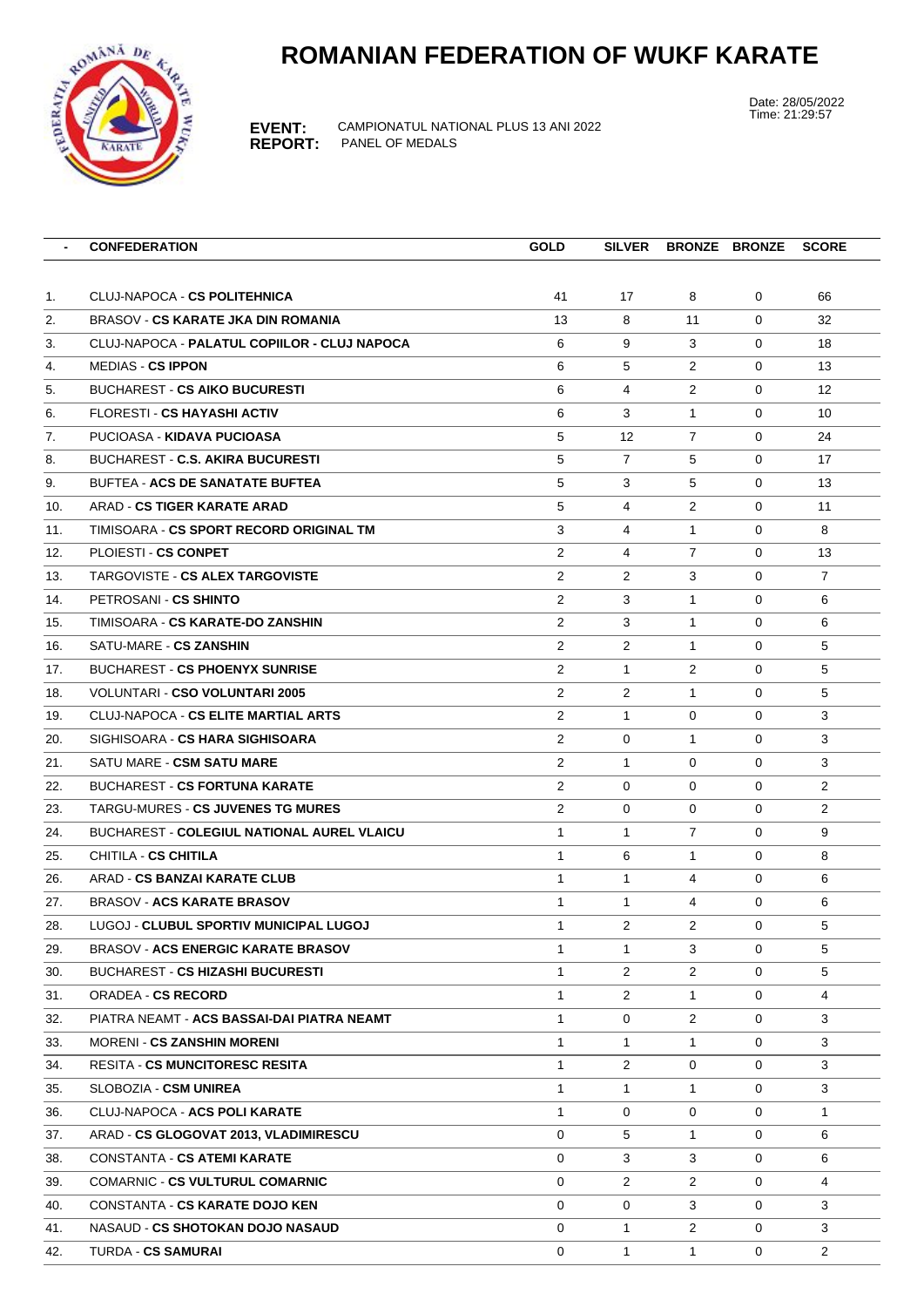# ROMANIAN FEDERATION OF WUKF KARATE

**EVENT:** CAMPIONATUL NATIONAL PLUS 13 ANI 2022
**REPORT:** PANEL OF MEDALS

Date: 28/05/2022
Time: 21:29:57

| - | CONFEDERATION | GOLD | SILVER | BRONZE | BRONZE | SCORE |
|---|---|---|---|---|---|---|
| 1. | CLUJ-NAPOCA - **CS POLITEHNICA** | 41 | 17 | 8 | 0 | 66 |
| 2. | BRASOV - **CS KARATE JKA DIN ROMANIA** | 13 | 8 | 11 | 0 | 32 |
| 3. | CLUJ-NAPOCA - **PALATUL COPIILOR - CLUJ NAPOCA** | 6 | 9 | 3 | 0 | 18 |
| 4. | MEDIAS - **CS IPPON** | 6 | 5 | 2 | 0 | 13 |
| 5. | BUCHAREST - **CS AIKO BUCURESTI** | 6 | 4 | 2 | 0 | 12 |
| 6. | FLORESTI - **CS HAYASHI ACTIV** | 6 | 3 | 1 | 0 | 10 |
| 7. | PUCIOASA - **KIDAVA PUCIOASA** | 5 | 12 | 7 | 0 | 24 |
| 8. | BUCHAREST - **C.S. AKIRA BUCURESTI** | 5 | 7 | 5 | 0 | 17 |
| 9. | BUFTEA - **ACS DE SANATATE BUFTEA** | 5 | 3 | 5 | 0 | 13 |
| 10. | ARAD - **CS TIGER KARATE ARAD** | 5 | 4 | 2 | 0 | 11 |
| 11. | TIMISOARA - **CS SPORT RECORD ORIGINAL TM** | 3 | 4 | 1 | 0 | 8 |
| 12. | PLOIESTI - **CS CONPET** | 2 | 4 | 7 | 0 | 13 |
| 13. | TARGOVISTE - **CS ALEX TARGOVISTE** | 2 | 2 | 3 | 0 | 7 |
| 14. | PETROSANI - **CS SHINTO** | 2 | 3 | 1 | 0 | 6 |
| 15. | TIMISOARA - **CS KARATE-DO ZANSHIN** | 2 | 3 | 1 | 0 | 6 |
| 16. | SATU-MARE - **CS ZANSHIN** | 2 | 2 | 1 | 0 | 5 |
| 17. | BUCHAREST - **CS PHOENYX SUNRISE** | 2 | 1 | 2 | 0 | 5 |
| 18. | VOLUNTARI - **CSO VOLUNTARI 2005** | 2 | 2 | 1 | 0 | 5 |
| 19. | CLUJ-NAPOCA - **CS ELITE MARTIAL ARTS** | 2 | 1 | 0 | 0 | 3 |
| 20. | SIGHISOARA - **CS HARA SIGHISOARA** | 2 | 0 | 1 | 0 | 3 |
| 21. | SATU MARE - **CSM SATU MARE** | 2 | 1 | 0 | 0 | 3 |
| 22. | BUCHAREST - **CS FORTUNA KARATE** | 2 | 0 | 0 | 0 | 2 |
| 23. | TARGU-MURES - **CS JUVENES TG MURES** | 2 | 0 | 0 | 0 | 2 |
| 24. | BUCHAREST - **COLEGIUL NATIONAL AUREL VLAICU** | 1 | 1 | 7 | 0 | 9 |
| 25. | CHITILA - **CS CHITILA** | 1 | 6 | 1 | 0 | 8 |
| 26. | ARAD - **CS BANZAI KARATE CLUB** | 1 | 1 | 4 | 0 | 6 |
| 27. | BRASOV - **ACS KARATE BRASOV** | 1 | 1 | 4 | 0 | 6 |
| 28. | LUGOJ - **CLUBUL SPORTIV MUNICIPAL LUGOJ** | 1 | 2 | 2 | 0 | 5 |
| 29. | BRASOV - **ACS ENERGIC KARATE BRASOV** | 1 | 1 | 3 | 0 | 5 |
| 30. | BUCHAREST - **CS HIZASHI BUCURESTI** | 1 | 2 | 2 | 0 | 5 |
| 31. | ORADEA - **CS RECORD** | 1 | 2 | 1 | 0 | 4 |
| 32. | PIATRA NEAMT - **ACS BASSAI-DAI PIATRA NEAMT** | 1 | 0 | 2 | 0 | 3 |
| 33. | MORENI - **CS ZANSHIN MORENI** | 1 | 1 | 1 | 0 | 3 |
| 34. | RESITA - **CS MUNCITORESC RESITA** | 1 | 2 | 0 | 0 | 3 |
| 35. | SLOBOZIA - **CSM UNIREA** | 1 | 1 | 1 | 0 | 3 |
| 36. | CLUJ-NAPOCA - **ACS POLI KARATE** | 1 | 0 | 0 | 0 | 1 |
| 37. | ARAD - **CS GLOGOVAT 2013, VLADIMIRESCU** | 0 | 5 | 1 | 0 | 6 |
| 38. | CONSTANTA - **CS ATEMI KARATE** | 0 | 3 | 3 | 0 | 6 |
| 39. | COMARNIC - **CS VULTURUL COMARNIC** | 0 | 2 | 2 | 0 | 4 |
| 40. | CONSTANTA - **CS KARATE DOJO KEN** | 0 | 0 | 3 | 0 | 3 |
| 41. | NASAUD - **CS SHOTOKAN DOJO NASAUD** | 0 | 1 | 2 | 0 | 3 |
| 42. | TURDA - **CS SAMURAI** | 0 | 1 | 1 | 0 | 2 |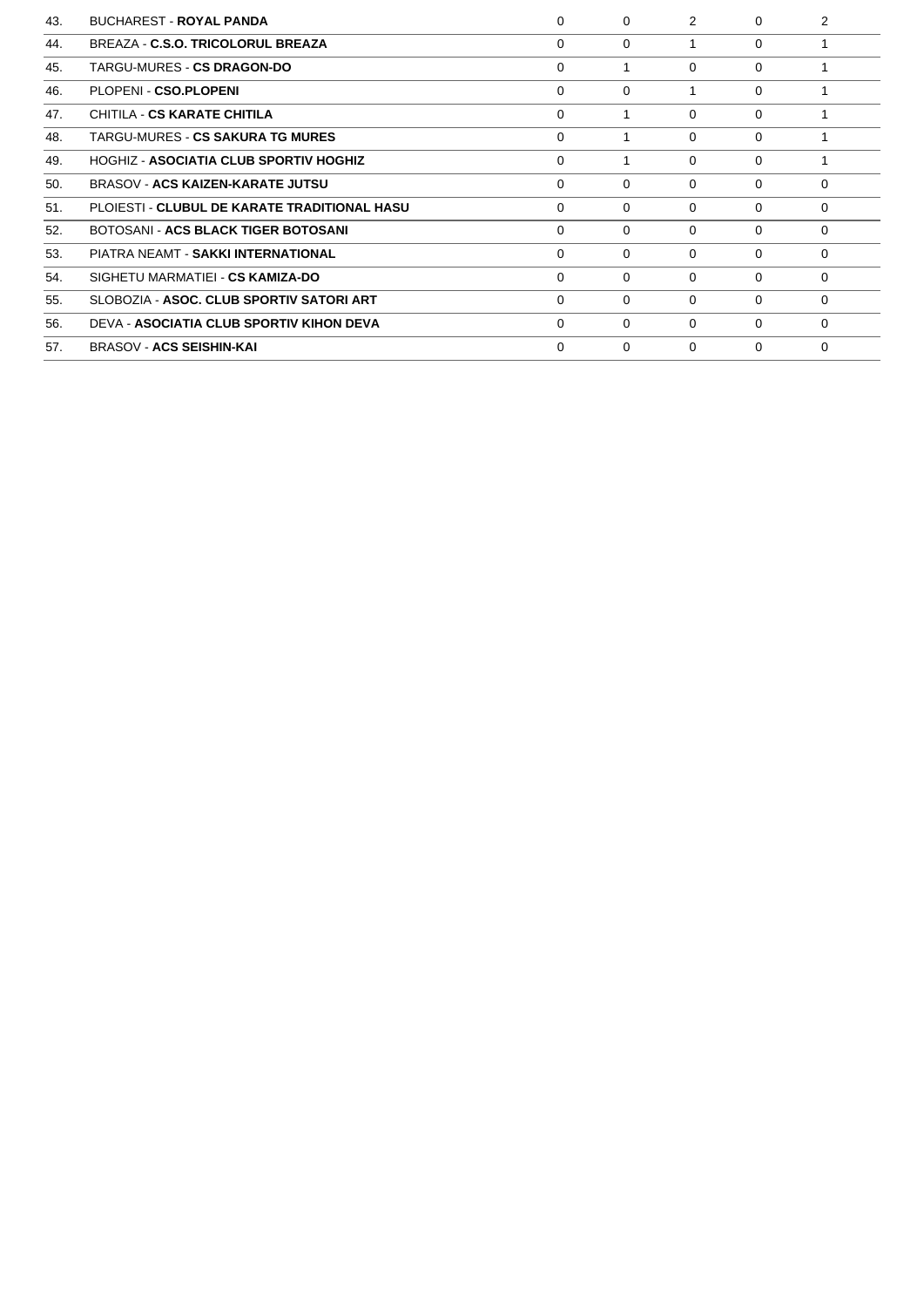| | | | | | | |
|---|---|---|---|---|---|---|
| 43. | BUCHAREST - **ROYAL PANDA** | 0 | 0 | 2 | 0 | 2 |
| 44. | BREAZA - **C.S.O. TRICOLORUL BREAZA** | 0 | 0 | 1 | 0 | 1 |
| 45. | TARGU-MURES - **CS DRAGON-DO** | 0 | 1 | 0 | 0 | 1 |
| 46. | PLOPENI - **CSO.PLOPENI** | 0 | 0 | 1 | 0 | 1 |
| 47. | CHITILA - **CS KARATE CHITILA** | 0 | 1 | 0 | 0 | 1 |
| 48. | TARGU-MURES - **CS SAKURA TG MURES** | 0 | 1 | 0 | 0 | 1 |
| 49. | HOGHIZ - **ASOCIATIA CLUB SPORTIV HOGHIZ** | 0 | 1 | 0 | 0 | 1 |
| 50. | BRASOV - **ACS KAIZEN-KARATE JUTSU** | 0 | 0 | 0 | 0 | 0 |
| 51. | PLOIESTI - **CLUBUL DE KARATE TRADITIONAL HASU** | 0 | 0 | 0 | 0 | 0 |
| 52. | BOTOSANI - **ACS BLACK TIGER BOTOSANI** | 0 | 0 | 0 | 0 | 0 |
| 53. | PIATRA NEAMT - **SAKKI INTERNATIONAL** | 0 | 0 | 0 | 0 | 0 |
| 54. | SIGHETU MARMATIEI - **CS KAMIZA-DO** | 0 | 0 | 0 | 0 | 0 |
| 55. | SLOBOZIA - **ASOC. CLUB SPORTIV SATORI ART** | 0 | 0 | 0 | 0 | 0 |
| 56. | DEVA - **ASOCIATIA CLUB SPORTIV KIHON DEVA** | 0 | 0 | 0 | 0 | 0 |
| 57. | BRASOV - **ACS SEISHIN-KAI** | 0 | 0 | 0 | 0 | 0 |